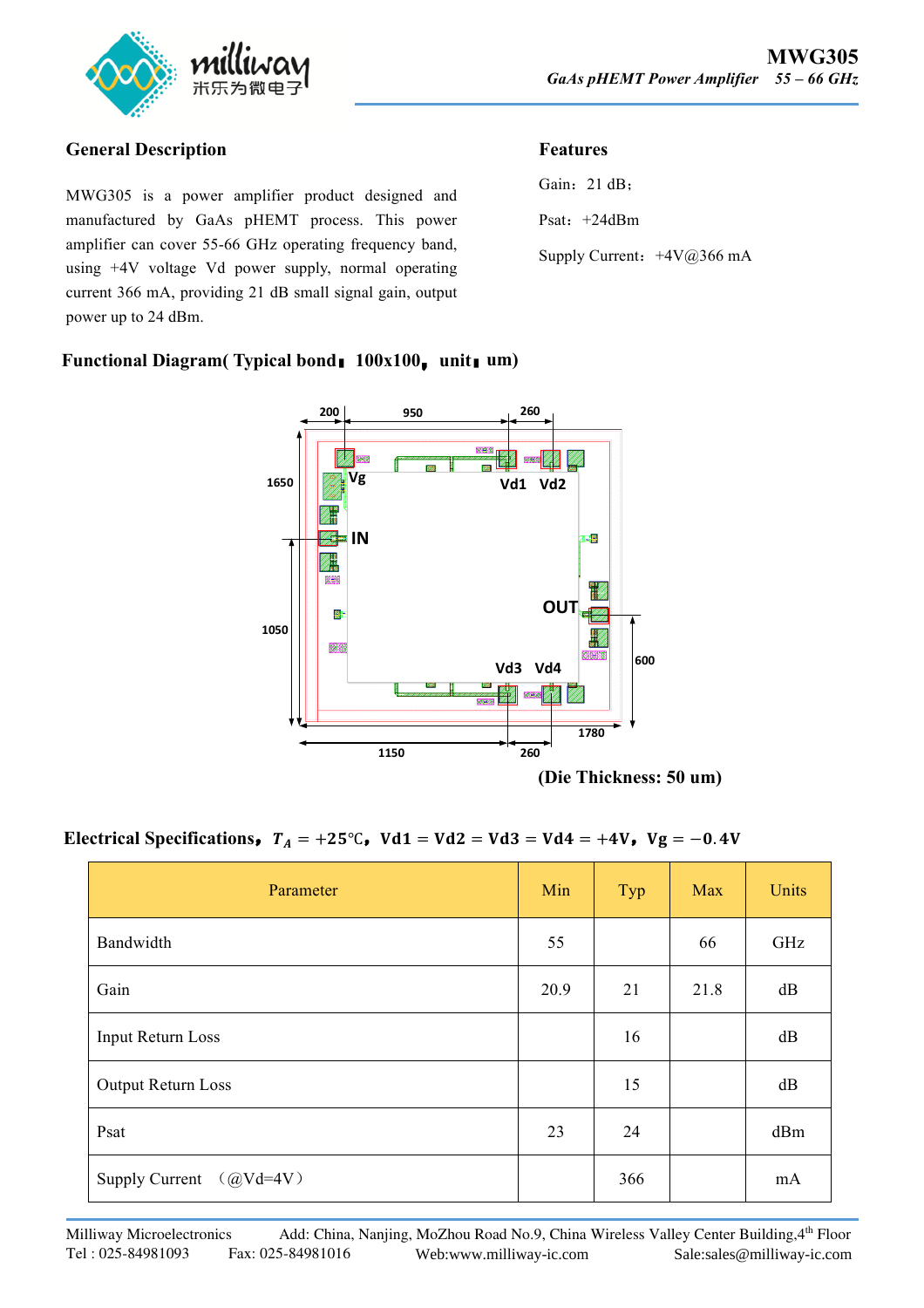# MWG305

*GaAs pHEMT Power Amplifier 55 – 66 GHz*

## General Description

MWG305 is a power amplifier product designed and manufactured by GaAs pHEMT process. This power amplifier can cover 55-66 GHz operating frequency band, using +4V voltage Vd power supply, normal operating current 366 mA, providing 21 dB small signal gain, output power up to 24 dBm.

## Features

Gain：21 dB；

Psat：+24dBm

Supply Current：+4V@366 mA

## Functional Diagram( Typical bond：100x100，unit：um)

200 950 260

1650 Vg Vd1 Vd2

IN

1050 OUT

600

Vd3 Vd4

1780

1150 260

**(Die Thickness: 50 um)**

## Electrical Specifications，$T_A = +25℃$，Vd1 = Vd2 = Vd3 = Vd4 = +4V，Vg = −0.4V

| Parameter | Min | Typ | Max | Units |
|---|---|---|---|---|
| Bandwidth | 55 | | 66 | GHz |
| Gain | 20.9 | 21 | 21.8 | dB |
| Input Return Loss | | 16 | | dB |
| Output Return Loss | | 15 | | dB |
| Psat | 23 | 24 | | dBm |
| Supply Current （@Vd=4V） | | 366 | | mA |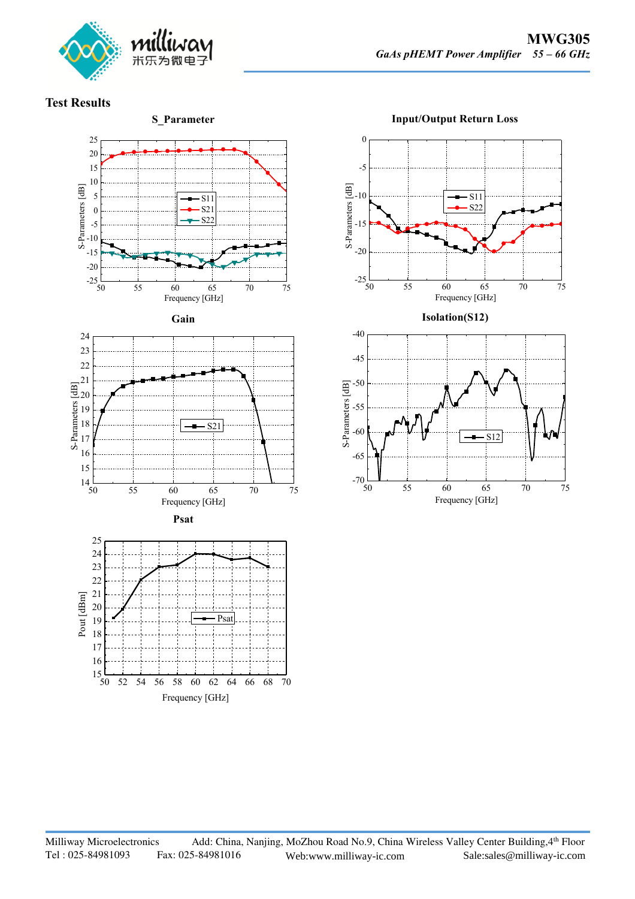## Test Results

**S_Parameter**

S-Parameters [dB]

25
20
15
10
5
0
-5
-10
-15
-20
-25

50 55 60 65 70 75

Frequency [GHz]

S11
S21
S22

**Input/Output Return Loss**

S-Parameters [dB]

0
-5
-10
-15
-20
-25

50 55 60 65 70 75

Frequency [GHz]

S11
S22

**Gain**

S-Parameters [dB]

24
23
22
21
20
19
18
17
16
15
14

50 55 60 65 70 75

Frequency [GHz]

S21

**Isolation(S12)**

S-Parameters [dB]

-40
-45
-50
-55
-60
-65
-70

50 55 60 65 70 75

Frequency [GHz]

S12

**Psat**

Pout [dBm]

25
24
23
22
21
20
19
18
17
16
15

50 52 54 56 58 60 62 64 66 68 70

Frequency [GHz]

Psat